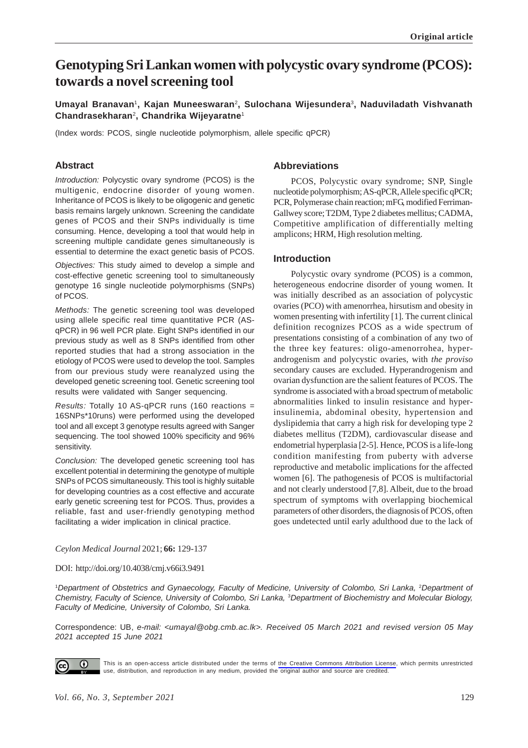Original article

# Genotyping Sri Lankan women with polycystic ovary syndrome (PCOS): towards a novel screening tool

**Umayal Branavan**[1], **Kajan Muneeswaran**[2], **Sulochana Wijesundera**[3], **Naduviladath Vishvanath Chandrasekharan**[2], **Chandrika Wijeyaratne**[1]

(Index words: PCOS, single nucleotide polymorphism, allele specific qPCR)

## Abstract

*Introduction:* Polycystic ovary syndrome (PCOS) is the multigenic, endocrine disorder of young women. Inheritance of PCOS is likely to be oligogenic and genetic basis remains largely unknown. Screening the candidate genes of PCOS and their SNPs individually is time consuming. Hence, developing a tool that would help in screening multiple candidate genes simultaneously is essential to determine the exact genetic basis of PCOS.

*Objectives:* This study aimed to develop a simple and cost-effective genetic screening tool to simultaneously genotype 16 single nucleotide polymorphisms (SNPs) of PCOS.

*Methods:* The genetic screening tool was developed using allele specific real time quantitative PCR (AS-qPCR) in 96 well PCR plate. Eight SNPs identified in our previous study as well as 8 SNPs identified from other reported studies that had a strong association in the etiology of PCOS were used to develop the tool. Samples from our previous study were reanalyzed using the developed genetic screening tool. Genetic screening tool results were validated with Sanger sequencing.

*Results:* Totally 10 AS-qPCR runs (160 reactions = 16SNPs*10runs) were performed using the developed tool and all except 3 genotype results agreed with Sanger sequencing. The tool showed 100% specificity and 96% sensitivity.

*Conclusion:* The developed genetic screening tool has excellent potential in determining the genotype of multiple SNPs of PCOS simultaneously. This tool is highly suitable for developing countries as a cost effective and accurate early genetic screening test for PCOS. Thus, provides a reliable, fast and user-friendly genotyping method facilitating a wider implication in clinical practice.

## Abbreviations

PCOS, Polycystic ovary syndrome; SNP, Single nucleotide polymorphism; AS-qPCR, Allele specific qPCR; PCR, Polymerase chain reaction; mFG, modified Ferriman-Gallwey score; T2DM, Type 2 diabetes mellitus; CADMA, Competitive amplification of differentially melting amplicons; HRM, High resolution melting.

## Introduction

Polycystic ovary syndrome (PCOS) is a common, heterogeneous endocrine disorder of young women. It was initially described as an association of polycystic ovaries (PCO) with amenorrhea, hirsutism and obesity in women presenting with infertility [1]. The current clinical definition recognizes PCOS as a wide spectrum of presentations consisting of a combination of any two of the three key features: oligo-amenorrohea, hyperandrogenism and polycystic ovaries, with *the proviso* secondary causes are excluded. Hyperandrogenism and ovarian dysfunction are the salient features of PCOS. The syndrome is associated with a broad spectrum of metabolic abnormalities linked to insulin resistance and hyperinsulinemia, abdominal obesity, hypertension and dyslipidemia that carry a high risk for developing type 2 diabetes mellitus (T2DM), cardiovascular disease and endometrial hyperplasia [2-5]. Hence, PCOS is a life-long condition manifesting from puberty with adverse reproductive and metabolic implications for the affected women [6]. The pathogenesis of PCOS is multifactorial and not clearly understood [7,8]. Albeit, due to the broad spectrum of symptoms with overlapping biochemical parameters of other disorders, the diagnosis of PCOS, often goes undetected until early adulthood due to the lack of

*Ceylon Medical Journal* 2021; **66:** 129-137

DOI: http://doi.org/10.4038/cmj.v66i3.9491

[1]*Department of Obstetrics and Gynaecology, Faculty of Medicine, University of Colombo, Sri Lanka,* [2]*Department of Chemistry, Faculty of Science, University of Colombo, Sri Lanka,* [3]*Department of Biochemistry and Molecular Biology, Faculty of Medicine, University of Colombo, Sri Lanka.*

Correspondence: UB, *e-mail: <umayal@obg.cmb.ac.lk>. Received 05 March 2021 and revised version 05 May 2021 accepted 15 June 2021*

This is an open-access article distributed under the terms of the Creative Commons Attribution License, which permits unrestricted use, distribution, and reproduction in any medium, provided the original author and source are credited.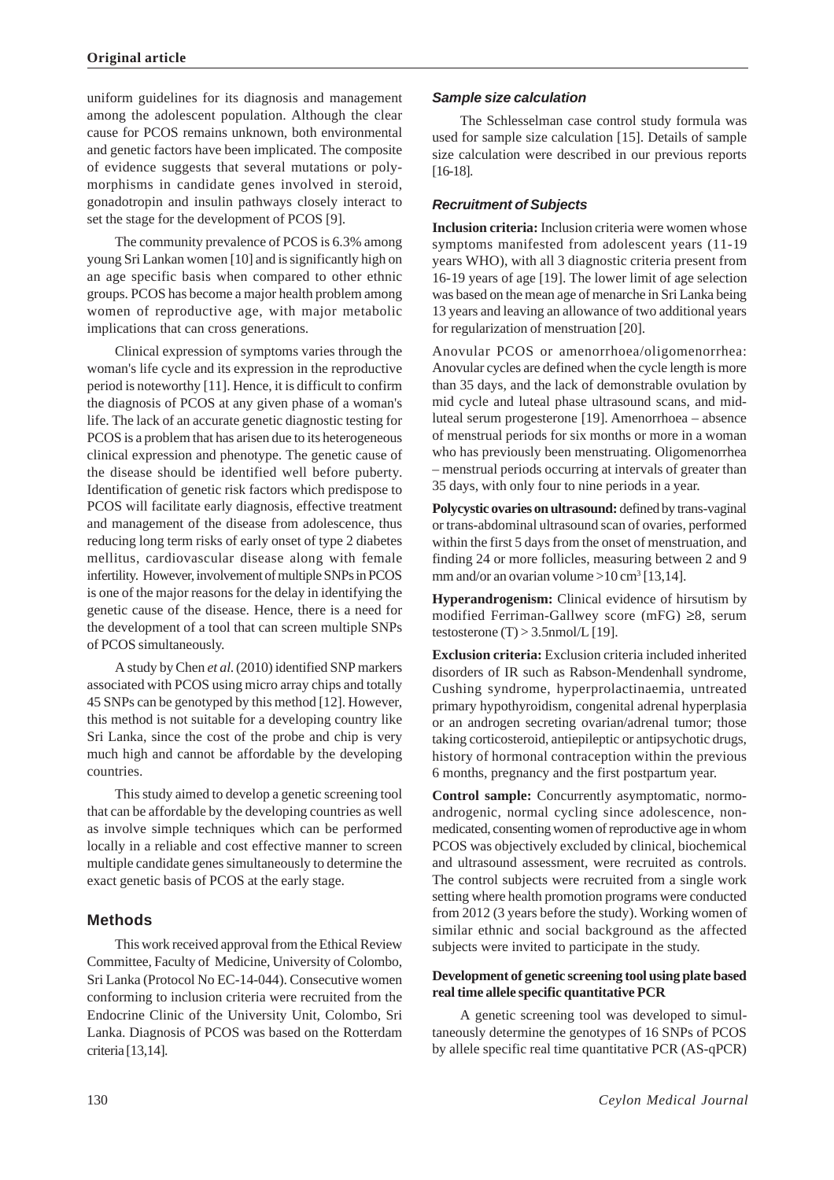uniform guidelines for its diagnosis and management among the adolescent population. Although the clear cause for PCOS remains unknown, both environmental and genetic factors have been implicated. The composite of evidence suggests that several mutations or polymorphisms in candidate genes involved in steroid, gonadotropin and insulin pathways closely interact to set the stage for the development of PCOS [9].

The community prevalence of PCOS is 6.3% among young Sri Lankan women [10] and is significantly high on an age specific basis when compared to other ethnic groups. PCOS has become a major health problem among women of reproductive age, with major metabolic implications that can cross generations.

Clinical expression of symptoms varies through the woman's life cycle and its expression in the reproductive period is noteworthy [11]. Hence, it is difficult to confirm the diagnosis of PCOS at any given phase of a woman's life. The lack of an accurate genetic diagnostic testing for PCOS is a problem that has arisen due to its heterogeneous clinical expression and phenotype. The genetic cause of the disease should be identified well before puberty. Identification of genetic risk factors which predispose to PCOS will facilitate early diagnosis, effective treatment and management of the disease from adolescence, thus reducing long term risks of early onset of type 2 diabetes mellitus, cardiovascular disease along with female infertility. However, involvement of multiple SNPs in PCOS is one of the major reasons for the delay in identifying the genetic cause of the disease. Hence, there is a need for the development of a tool that can screen multiple SNPs of PCOS simultaneously.

A study by Chen *et al.* (2010) identified SNP markers associated with PCOS using micro array chips and totally 45 SNPs can be genotyped by this method [12]. However, this method is not suitable for a developing country like Sri Lanka, since the cost of the probe and chip is very much high and cannot be affordable by the developing countries.

This study aimed to develop a genetic screening tool that can be affordable by the developing countries as well as involve simple techniques which can be performed locally in a reliable and cost effective manner to screen multiple candidate genes simultaneously to determine the exact genetic basis of PCOS at the early stage.

## Methods

This work received approval from the Ethical Review Committee, Faculty of Medicine, University of Colombo, Sri Lanka (Protocol No EC-14-044). Consecutive women conforming to inclusion criteria were recruited from the Endocrine Clinic of the University Unit, Colombo, Sri Lanka. Diagnosis of PCOS was based on the Rotterdam criteria [13,14].

### *Sample size calculation*

The Schlesselman case control study formula was used for sample size calculation [15]. Details of sample size calculation were described in our previous reports [16-18].

### *Recruitment of Subjects*

**Inclusion criteria:** Inclusion criteria were women whose symptoms manifested from adolescent years (11-19 years WHO), with all 3 diagnostic criteria present from 16-19 years of age [19]. The lower limit of age selection was based on the mean age of menarche in Sri Lanka being 13 years and leaving an allowance of two additional years for regularization of menstruation [20].

Anovular PCOS or amenorrhoea/oligomenorrhea: Anovular cycles are defined when the cycle length is more than 35 days, and the lack of demonstrable ovulation by mid cycle and luteal phase ultrasound scans, and mid-luteal serum progesterone [19]. Amenorrhoea – absence of menstrual periods for six months or more in a woman who has previously been menstruating. Oligomenorrhea – menstrual periods occurring at intervals of greater than 35 days, with only four to nine periods in a year.

**Polycystic ovaries on ultrasound:** defined by trans-vaginal or trans-abdominal ultrasound scan of ovaries, performed within the first 5 days from the onset of menstruation, and finding 24 or more follicles, measuring between 2 and 9 mm and/or an ovarian volume >10 $cm^3$ [13,14].

**Hyperandrogenism:** Clinical evidence of hirsutism by modified Ferriman-Gallwey score (mFG) ≥8, serum testosterone (T) > 3.5nmol/L [19].

**Exclusion criteria:** Exclusion criteria included inherited disorders of IR such as Rabson-Mendenhall syndrome, Cushing syndrome, hyperprolactinaemia, untreated primary hypothyroidism, congenital adrenal hyperplasia or an androgen secreting ovarian/adrenal tumor; those taking corticosteroid, antiepileptic or antipsychotic drugs, history of hormonal contraception within the previous 6 months, pregnancy and the first postpartum year.

**Control sample:** Concurrently asymptomatic, normo-androgenic, normal cycling since adolescence, non-medicated, consenting women of reproductive age in whom PCOS was objectively excluded by clinical, biochemical and ultrasound assessment, were recruited as controls. The control subjects were recruited from a single work setting where health promotion programs were conducted from 2012 (3 years before the study). Working women of similar ethnic and social background as the affected subjects were invited to participate in the study.

#### Development of genetic screening tool using plate based real time allele specific quantitative PCR

A genetic screening tool was developed to simultaneously determine the genotypes of 16 SNPs of PCOS by allele specific real time quantitative PCR (AS-qPCR)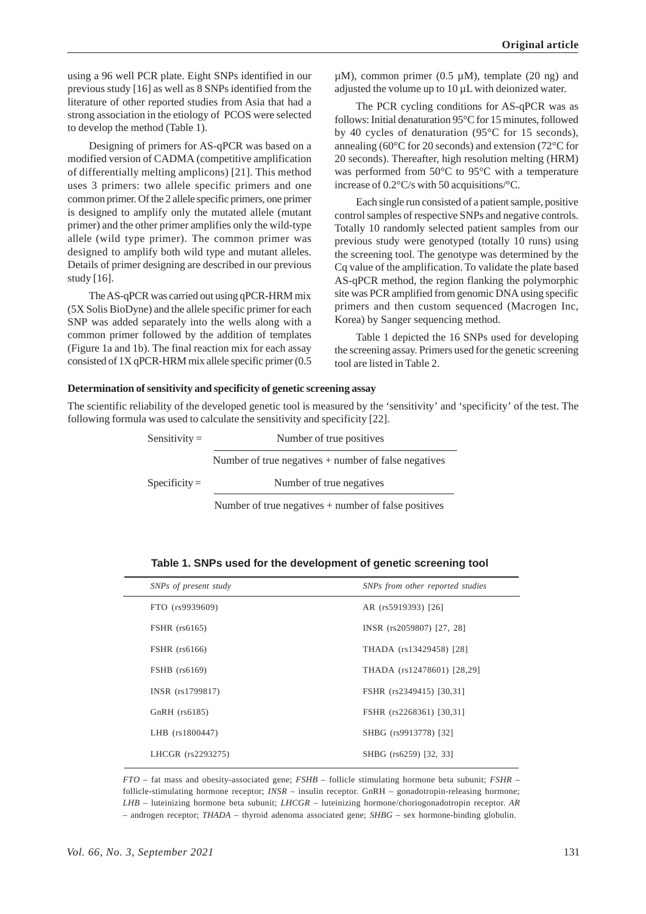using a 96 well PCR plate. Eight SNPs identified in our previous study [16] as well as 8 SNPs identified from the literature of other reported studies from Asia that had a strong association in the etiology of PCOS were selected to develop the method (Table 1).

Designing of primers for AS-qPCR was based on a modified version of CADMA (competitive amplification of differentially melting amplicons) [21]. This method uses 3 primers: two allele specific primers and one common primer. Of the 2 allele specific primers, one primer is designed to amplify only the mutated allele (mutant primer) and the other primer amplifies only the wild-type allele (wild type primer). The common primer was designed to amplify both wild type and mutant alleles. Details of primer designing are described in our previous study [16].

The AS-qPCR was carried out using qPCR-HRM mix (5X Solis BioDyne) and the allele specific primer for each SNP was added separately into the wells along with a common primer followed by the addition of templates (Figure 1a and 1b). The final reaction mix for each assay consisted of 1X qPCR-HRM mix allele specific primer (0.5 µM), common primer (0.5 µM), template (20 ng) and adjusted the volume up to 10 µL with deionized water.

The PCR cycling conditions for AS-qPCR was as follows: Initial denaturation 95°C for 15 minutes, followed by 40 cycles of denaturation (95°C for 15 seconds), annealing (60°C for 20 seconds) and extension (72°C for 20 seconds). Thereafter, high resolution melting (HRM) was performed from 50°C to 95°C with a temperature increase of 0.2°C/s with 50 acquisitions/°C.

Each single run consisted of a patient sample, positive control samples of respective SNPs and negative controls. Totally 10 randomly selected patient samples from our previous study were genotyped (totally 10 runs) using the screening tool. The genotype was determined by the Cq value of the amplification. To validate the plate based AS-qPCR method, the region flanking the polymorphic site was PCR amplified from genomic DNA using specific primers and then custom sequenced (Macrogen Inc, Korea) by Sanger sequencing method.

Table 1 depicted the 16 SNPs used for developing the screening assay. Primers used for the genetic screening tool are listed in Table 2.

**Determination of sensitivity and specificity of genetic screening assay**

The scientific reliability of the developed genetic tool is measured by the 'sensitivity' and 'specificity' of the test. The following formula was used to calculate the sensitivity and specificity [22].

$$\text{Sensitivity} = \frac{\text{Number of true positives}}{\text{Number of true negatives + number of false negatives}}$$

$$\text{Specificity} = \frac{\text{Number of true negatives}}{\text{Number of true negatives + number of false positives}}$$

**Table 1. SNPs used for the development of genetic screening tool**

| *SNPs of present study* | *SNPs from other reported studies* |
|---|---|
| FTO (rs9939609) | AR (rs5919393) [26] |
| FSHR (rs6165) | INSR (rs2059807) [27, 28] |
| FSHR (rs6166) | THADA (rs13429458) [28] |
| FSHB (rs6169) | THADA (rs12478601) [28,29] |
| INSR (rs1799817) | FSHR (rs2349415) [30,31] |
| GnRH (rs6185) | FSHR (rs2268361) [30,31] |
| LHB (rs1800447) | SHBG (rs9913778) [32] |
| LHCGR (rs2293275) | SHBG (rs6259) [32, 33] |

*FTO* – fat mass and obesity-associated gene; *FSHB* – follicle stimulating hormone beta subunit; *FSHR* – follicle-stimulating hormone receptor; *INSR* – insulin receptor. GnRH – gonadotropin-releasing hormone; *LHB* – luteinizing hormone beta subunit; *LHCGR* – luteinizing hormone/choriogonadotropin receptor. *AR* – androgen receptor; *THADA* – thyroid adenoma associated gene; *SHBG* – sex hormone-binding globulin.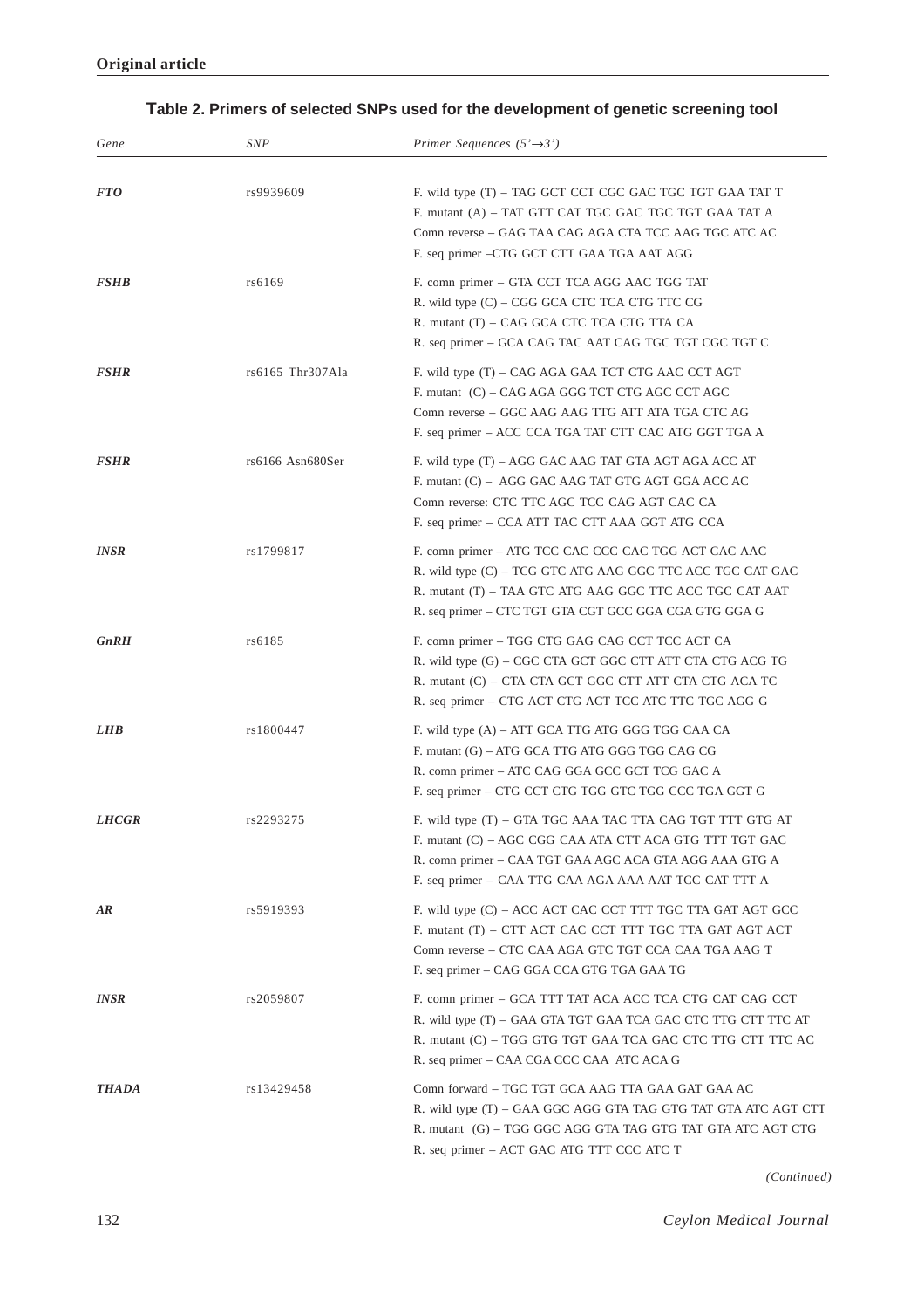**Original article**

**Table 2. Primers of selected SNPs used for the development of genetic screening tool**

| *Gene* | *SNP* | *Primer Sequences (5'→3')* |
|---|---|---|
| ***FTO*** | rs9939609 | F. wild type (T) – TAG GCT CCT CGC GAC TGC TGT GAA TAT T<br>F. mutant (A) – TAT GTT CAT TGC GAC TGC TGT GAA TAT A<br>Comn reverse – GAG TAA CAG AGA CTA TCC AAG TGC ATC AC<br>F. seq primer –CTG GCT CTT GAA TGA AAT AGG |
| ***FSHB*** | rs6169 | F. comn primer – GTA CCT TCA AGG AAC TGG TAT<br>R. wild type (C) – CGG GCA CTC TCA CTG TTC CG<br>R. mutant (T) – CAG GCA CTC TCA CTG TTA CA<br>R. seq primer – GCA CAG TAC AAT CAG TGC TGT CGC TGT C |
| ***FSHR*** | rs6165 Thr307Ala | F. wild type (T) – CAG AGA GAA TCT CTG AAC CCT AGT<br>F. mutant (C) – CAG AGA GGG TCT CTG AGC CCT AGC<br>Comn reverse – GGC AAG AAG TTG ATT ATA TGA CTC AG<br>F. seq primer – ACC CCA TGA TAT CTT CAC ATG GGT TGA A |
| ***FSHR*** | rs6166 Asn680Ser | F. wild type (T) – AGG GAC AAG TAT GTA AGT AGA ACC AT<br>F. mutant (C) – AGG GAC AAG TAT GTG AGT GGA ACC AC<br>Comn reverse: CTC TTC AGC TCC CAG AGT CAC CA<br>F. seq primer – CCA ATT TAC CTT AAA GGT ATG CCA |
| ***INSR*** | rs1799817 | F. comn primer – ATG TCC CAC CCC CAC TGG ACT CAC AAC<br>R. wild type (C) – TCG GTC ATG AAG GGC TTC ACC TGC CAT GAC<br>R. mutant (T) – TAA GTC ATG AAG GGC TTC ACC TGC CAT AAT<br>R. seq primer – CTC TGT GTA CGT GCC GGA CGA GTG GGA G |
| ***GnRH*** | rs6185 | F. comn primer – TGG CTG GAG CAG CCT TCC ACT CA<br>R. wild type (G) – CGC CTA GCT GGC CTT ATT CTA CTG ACG TG<br>R. mutant (C) – CTA CTA GCT GGC CTT ATT CTA CTG ACA TC<br>R. seq primer – CTG ACT CTG ACT TCC ATC TTC TGC AGG G |
| ***LHB*** | rs1800447 | F. wild type (A) – ATT GCA TTG ATG GGG TGG CAA CA<br>F. mutant (G) – ATG GCA TTG ATG GGG TGG CAG CG<br>R. comn primer – ATC CAG GGA GCC GCT TCG GAC A<br>F. seq primer – CTG CCT CTG TGG GTC TGG CCC TGA GGT G |
| ***LHCGR*** | rs2293275 | F. wild type (T) – GTA TGC AAA TAC TTA CAG TGT TTT GTG AT<br>F. mutant (C) – AGC CGG CAA ATA CTT ACA GTG TTT TGT GAC<br>R. comn primer – CAA TGT GAA AGC ACA GTA AGG AAA GTG A<br>F. seq primer – CAA TTG CAA AGA AAA AAT TCC CAT TTT A |
| ***AR*** | rs5919393 | F. wild type (C) – ACC ACT CAC CCT TTT TGC TTA GAT AGT GCC<br>F. mutant (T) – CTT ACT CAC CCT TTT TGC TTA GAT AGT ACT<br>Comn reverse – CTC CAA AGA GTC TGT CCA CAA TGA AAG T<br>F. seq primer – CAG GGA CCA GTG TGA GAA TG |
| ***INSR*** | rs2059807 | F. comn primer – GCA TTT TAT ACA ACC TCA CTG CAT CAG CCT<br>R. wild type (T) – GAA GTA TGT GAA TCA GAC CTC TTG CTT TTC AT<br>R. mutant (C) – TGG GTG TGT GAA TCA GAC CTC TTG CTT TTC AC<br>R. seq primer – CAA CGA CCC CAA ATC ACA G |
| ***THADA*** | rs13429458 | Comn forward – TGC TGT GCA AAG TTA GAA GAT GAA AC<br>R. wild type (T) – GAA GGC AGG GTA TAG GTG TAT GTA ATC AGT CTT<br>R. mutant (G) – TGG GGC AGG GTA TAG GTG TAT GTA ATC AGT CTG<br>R. seq primer – ACT GAC ATG TTT CCC ATC T |

*(Continued)*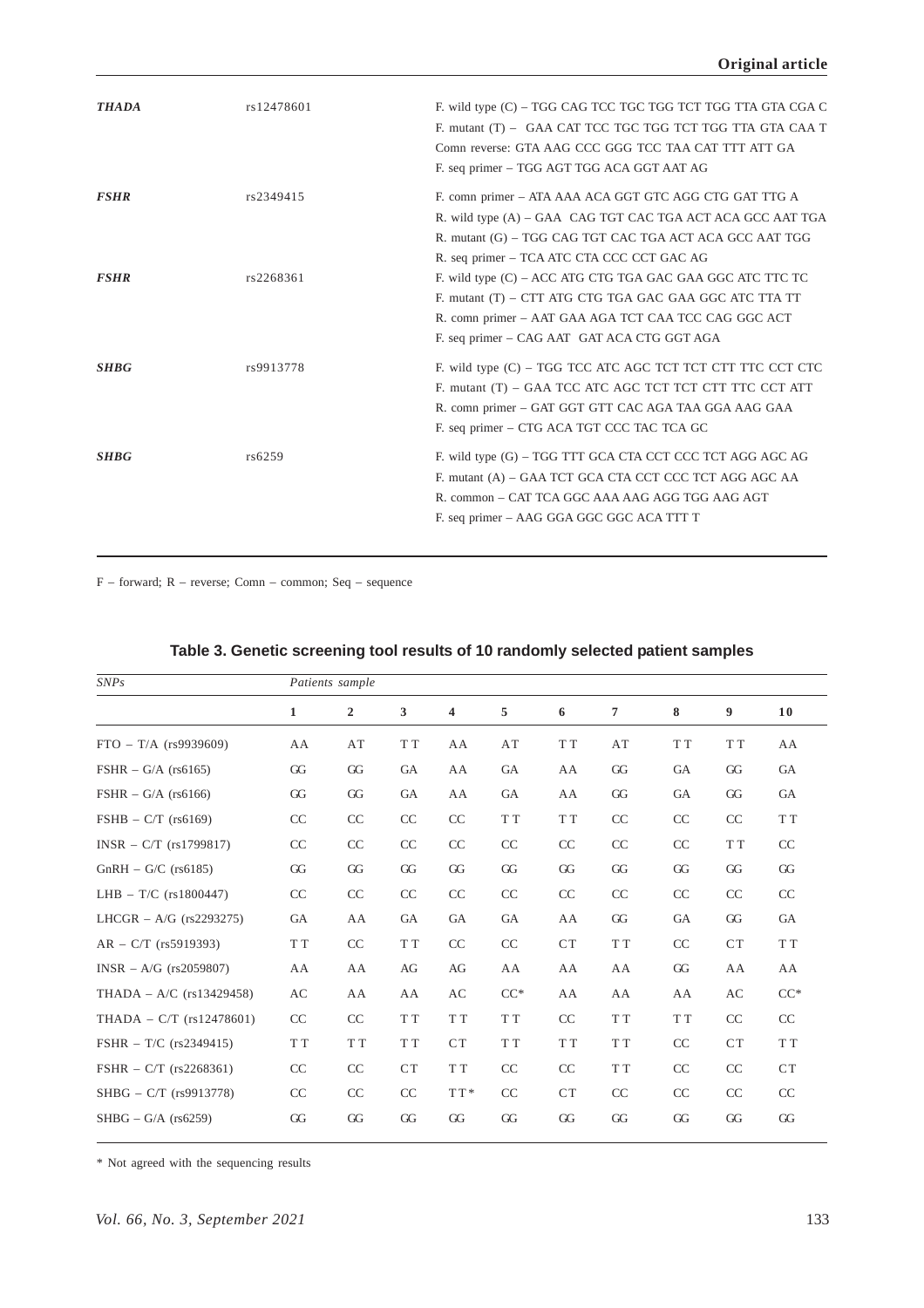| | | |
|---|---|---|
| ***THADA*** | rs12478601 | F. wild type (C) – TGG CAG TCC TGC TGG TCT TGG TTA GTA CGA C<br>F. mutant (T) – GAA CAT TCC TGC TGG TCT TGG TTA GTA CAA T<br>Comn reverse: GTA AAG CCC GGG TCC TAA CAT TTT ATT GA<br>F. seq primer – TGG AGT TGG ACA GGT AAT AG |
| ***FSHR*** | rs2349415 | F. comn primer – ATA AAA ACA GGT GTC AGG CTG GAT TTG A<br>R. wild type (A) – GAA CAG TGT CAC TGA ACT ACA GCC AAT TGA<br>R. mutant (G) – TGG CAG TGT CAC TGA ACT ACA GCC AAT TGG<br>R. seq primer – TCA ATC CTA CCC CCT GAC AG |
| ***FSHR*** | rs2268361 | F. wild type (C) – ACC ATG CTG TGA GAC GAA GGC ATC TTC TC<br>F. mutant (T) – CTT ATG CTG TGA GAC GAA GGC ATC TTA TT<br>R. comn primer – AAT GAA AGA TCT CAA TCC CAG GGC ACT<br>F. seq primer – CAG AAT GAT ACA CTG GGT AGA |
| ***SHBG*** | rs9913778 | F. wild type (C) – TGG TCC ATC AGC TCT TCT CTT TTC CCT CTC<br>F. mutant (T) – GAA TCC ATC AGC TCT TCT CTT TTC CCT ATT<br>R. comn primer – GAT GGT GTT CAC AGA TAA GGA AAG GAA<br>F. seq primer – CTG ACA TGT CCC TAC TCA GC |
| ***SHBG*** | rs6259 | F. wild type (G) – TGG TTT GCA CTA CCT CCC TCT AGG AGC AG<br>F. mutant (A) – GAA TCT GCA CTA CCT CCC TCT AGG AGC AA<br>R. common – CAT TCA GGC AAA AAG AGG TGG AAG AGT<br>F. seq primer – AAG GGA GGC GGC ACA TTT T |

F – forward; R – reverse; Comn – common; Seq – sequence

**Table 3. Genetic screening tool results of 10 randomly selected patient samples**

| *SNPs* | *Patients sample* | | | | | | | | | |
|---|---|---|---|---|---|---|---|---|---|---|
| | **1** | **2** | **3** | **4** | **5** | **6** | **7** | **8** | **9** | **10** |
| FTO – T/A (rs9939609) | AA | AT | TT | AA | AT | TT | AT | TT | TT | AA |
| FSHR – G/A (rs6165) | GG | GG | GA | AA | GA | AA | GG | GA | GG | GA |
| FSHR – G/A (rs6166) | GG | GG | GA | AA | GA | AA | GG | GA | GG | GA |
| FSHB – C/T (rs6169) | CC | CC | CC | CC | TT | TT | CC | CC | CC | TT |
| INSR – C/T (rs1799817) | CC | CC | CC | CC | CC | CC | CC | CC | TT | CC |
| GnRH – G/C (rs6185) | GG | GG | GG | GG | GG | GG | GG | GG | GG | GG |
| LHB – T/C (rs1800447) | CC | CC | CC | CC | CC | CC | CC | CC | CC | CC |
| LHCGR – A/G (rs2293275) | GA | AA | GA | GA | GA | AA | GG | GA | GG | GA |
| AR – C/T (rs5919393) | TT | CC | TT | CC | CC | CT | TT | CC | CT | TT |
| INSR – A/G (rs2059807) | AA | AA | AG | AG | AA | AA | AA | GG | AA | AA |
| THADA – A/C (rs13429458) | AC | AA | AA | AC | CC* | AA | AA | AA | AC | CC* |
| THADA – C/T (rs12478601) | CC | CC | TT | TT | TT | CC | TT | TT | CC | CC |
| FSHR – T/C (rs2349415) | TT | TT | TT | CT | TT | TT | TT | CC | CT | TT |
| FSHR – C/T (rs2268361) | CC | CC | CT | TT | CC | CC | TT | CC | CC | CT |
| SHBG – C/T (rs9913778) | CC | CC | CC | TT* | CC | CT | CC | CC | CC | CC |
| SHBG – G/A (rs6259) | GG | GG | GG | GG | GG | GG | GG | GG | GG | GG |

\* Not agreed with the sequencing results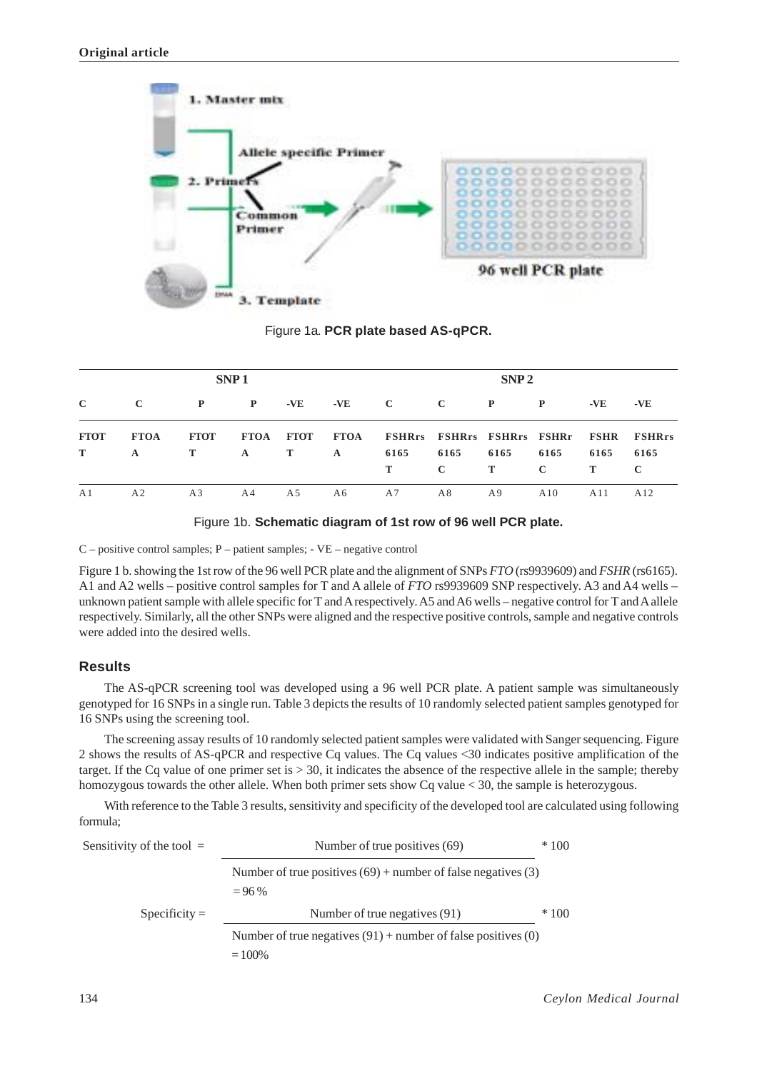Figure 1a. **PCR plate based AS-qPCR.**

| SNP 1 | | | | | | SNP 2 | | | | | |
|---|---|---|---|---|---|---|---|---|---|---|---|
| **C** | **C** | **P** | **P** | **-VE** | **-VE** | **C** | **C** | **P** | **P** | **-VE** | **-VE** |
| **FTOT T** | **FTOA A** | **FTOT T** | **FTOA A** | **FTOT T** | **FTOA A** | **FSHRrs 6165 T** | **FSHRrs 6165 C** | **FSHRrs 6165 T** | **FSHRr 6165 C** | **FSHR 6165 T** | **FSHRrs 6165 C** |
| A1 | A2 | A3 | A4 | A5 | A6 | A7 | A8 | A9 | A10 | A11 | A12 |

Figure 1b. **Schematic diagram of 1st row of 96 well PCR plate.**

C – positive control samples; P – patient samples; - VE – negative control

Figure 1 b. showing the 1st row of the 96 well PCR plate and the alignment of SNPs *FTO* (rs9939609) and *FSHR* (rs6165). A1 and A2 wells – positive control samples for T and A allele of *FTO* rs9939609 SNP respectively. A3 and A4 wells – unknown patient sample with allele specific for T and A respectively. A5 and A6 wells – negative control for T and A allele respectively. Similarly, all the other SNPs were aligned and the respective positive controls, sample and negative controls were added into the desired wells.

## Results

The AS-qPCR screening tool was developed using a 96 well PCR plate. A patient sample was simultaneously genotyped for 16 SNPs in a single run. Table 3 depicts the results of 10 randomly selected patient samples genotyped for 16 SNPs using the screening tool.

The screening assay results of 10 randomly selected patient samples were validated with Sanger sequencing. Figure 2 shows the results of AS-qPCR and respective Cq values. The Cq values <30 indicates positive amplification of the target. If the Cq value of one primer set is > 30, it indicates the absence of the respective allele in the sample; thereby homozygous towards the other allele. When both primer sets show Cq value < 30, the sample is heterozygous.

With reference to the Table 3 results, sensitivity and specificity of the developed tool are calculated using following formula;

$$\text{Sensitivity of the tool} = \frac{\text{Number of true positives (69)}}{\text{Number of true positives (69) + number of false negatives (3)}} * 100 = 96\,\%$$

$$\text{Specificity} = \frac{\text{Number of true negatives (91)}}{\text{Number of true negatives (91) + number of false positives (0)}} * 100 = 100\%$$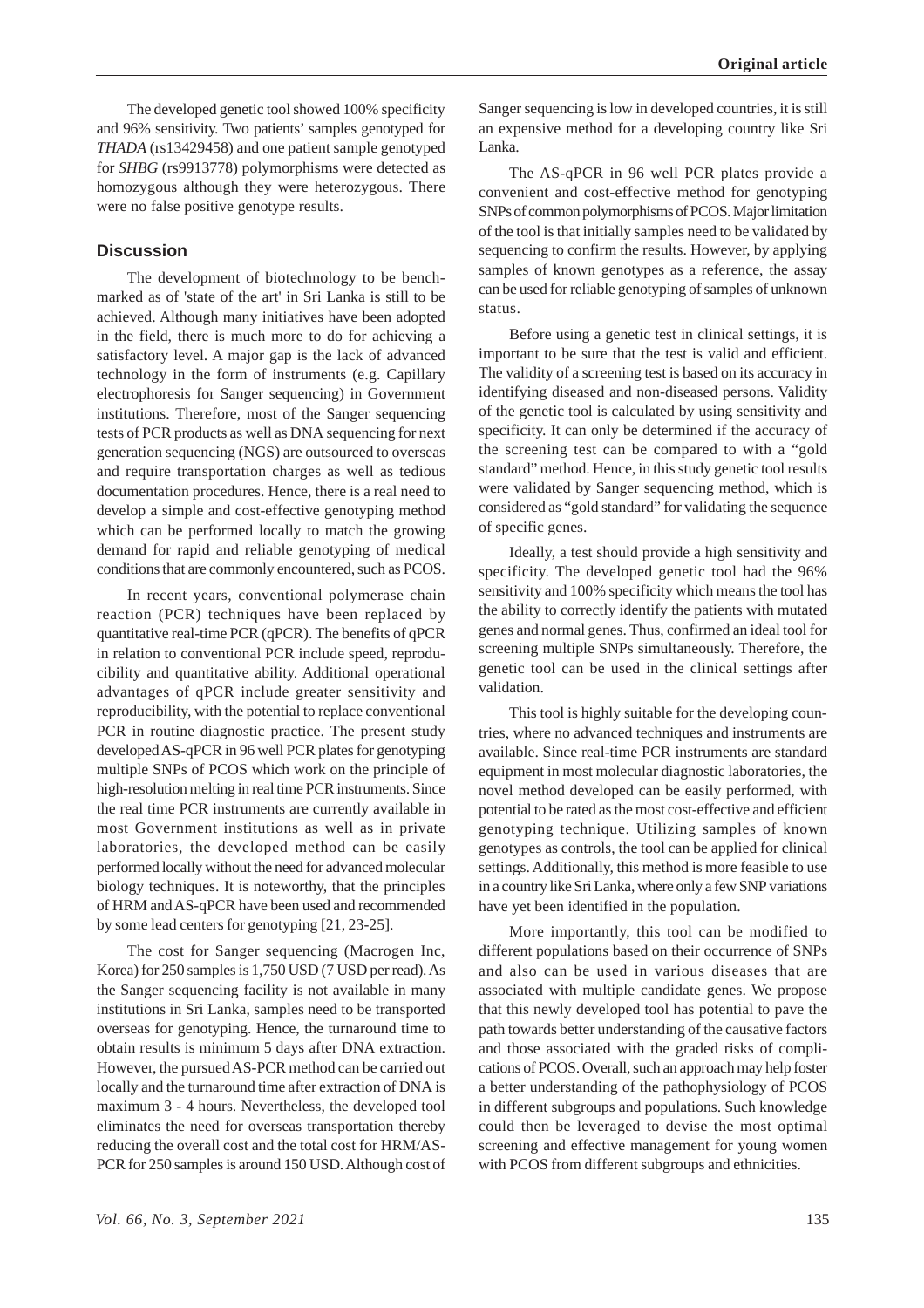The developed genetic tool showed 100% specificity and 96% sensitivity. Two patients' samples genotyped for *THADA* (rs13429458) and one patient sample genotyped for *SHBG* (rs9913778) polymorphisms were detected as homozygous although they were heterozygous. There were no false positive genotype results.

## Discussion

The development of biotechnology to be benchmarked as of 'state of the art' in Sri Lanka is still to be achieved. Although many initiatives have been adopted in the field, there is much more to do for achieving a satisfactory level. A major gap is the lack of advanced technology in the form of instruments (e.g. Capillary electrophoresis for Sanger sequencing) in Government institutions. Therefore, most of the Sanger sequencing tests of PCR products as well as DNA sequencing for next generation sequencing (NGS) are outsourced to overseas and require transportation charges as well as tedious documentation procedures. Hence, there is a real need to develop a simple and cost-effective genotyping method which can be performed locally to match the growing demand for rapid and reliable genotyping of medical conditions that are commonly encountered, such as PCOS.

In recent years, conventional polymerase chain reaction (PCR) techniques have been replaced by quantitative real-time PCR (qPCR). The benefits of qPCR in relation to conventional PCR include speed, reproducibility and quantitative ability. Additional operational advantages of qPCR include greater sensitivity and reproducibility, with the potential to replace conventional PCR in routine diagnostic practice. The present study developed AS-qPCR in 96 well PCR plates for genotyping multiple SNPs of PCOS which work on the principle of high-resolution melting in real time PCR instruments. Since the real time PCR instruments are currently available in most Government institutions as well as in private laboratories, the developed method can be easily performed locally without the need for advanced molecular biology techniques. It is noteworthy, that the principles of HRM and AS-qPCR have been used and recommended by some lead centers for genotyping [21, 23-25].

The cost for Sanger sequencing (Macrogen Inc, Korea) for 250 samples is 1,750 USD (7 USD per read). As the Sanger sequencing facility is not available in many institutions in Sri Lanka, samples need to be transported overseas for genotyping. Hence, the turnaround time to obtain results is minimum 5 days after DNA extraction. However, the pursued AS-PCR method can be carried out locally and the turnaround time after extraction of DNA is maximum 3 - 4 hours. Nevertheless, the developed tool eliminates the need for overseas transportation thereby reducing the overall cost and the total cost for HRM/AS-PCR for 250 samples is around 150 USD. Although cost of Sanger sequencing is low in developed countries, it is still an expensive method for a developing country like Sri Lanka.

The AS-qPCR in 96 well PCR plates provide a convenient and cost-effective method for genotyping SNPs of common polymorphisms of PCOS. Major limitation of the tool is that initially samples need to be validated by sequencing to confirm the results. However, by applying samples of known genotypes as a reference, the assay can be used for reliable genotyping of samples of unknown status.

Before using a genetic test in clinical settings, it is important to be sure that the test is valid and efficient. The validity of a screening test is based on its accuracy in identifying diseased and non-diseased persons. Validity of the genetic tool is calculated by using sensitivity and specificity. It can only be determined if the accuracy of the screening test can be compared to with a "gold standard" method. Hence, in this study genetic tool results were validated by Sanger sequencing method, which is considered as "gold standard" for validating the sequence of specific genes.

Ideally, a test should provide a high sensitivity and specificity. The developed genetic tool had the 96% sensitivity and 100% specificity which means the tool has the ability to correctly identify the patients with mutated genes and normal genes. Thus, confirmed an ideal tool for screening multiple SNPs simultaneously. Therefore, the genetic tool can be used in the clinical settings after validation.

This tool is highly suitable for the developing countries, where no advanced techniques and instruments are available. Since real-time PCR instruments are standard equipment in most molecular diagnostic laboratories, the novel method developed can be easily performed, with potential to be rated as the most cost-effective and efficient genotyping technique. Utilizing samples of known genotypes as controls, the tool can be applied for clinical settings. Additionally, this method is more feasible to use in a country like Sri Lanka, where only a few SNP variations have yet been identified in the population.

More importantly, this tool can be modified to different populations based on their occurrence of SNPs and also can be used in various diseases that are associated with multiple candidate genes. We propose that this newly developed tool has potential to pave the path towards better understanding of the causative factors and those associated with the graded risks of complications of PCOS. Overall, such an approach may help foster a better understanding of the pathophysiology of PCOS in different subgroups and populations. Such knowledge could then be leveraged to devise the most optimal screening and effective management for young women with PCOS from different subgroups and ethnicities.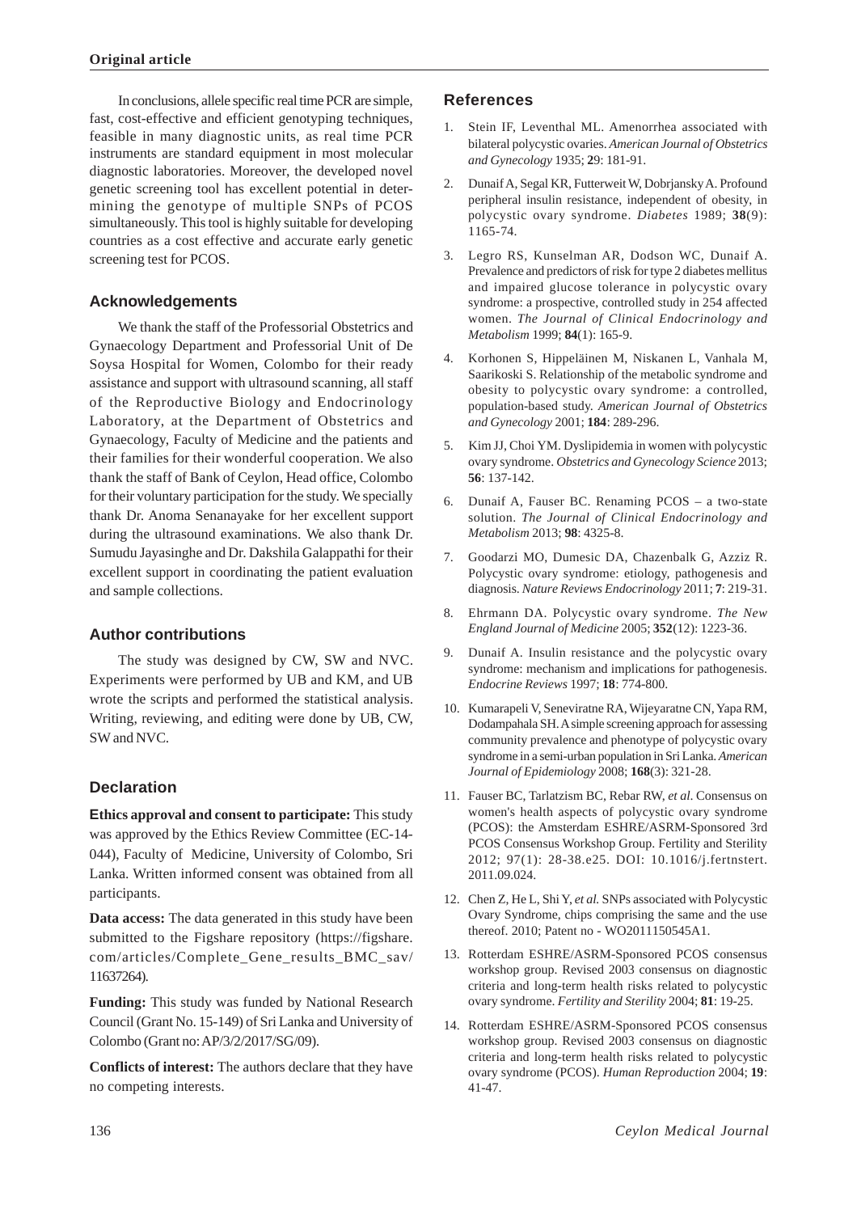In conclusions, allele specific real time PCR are simple, fast, cost-effective and efficient genotyping techniques, feasible in many diagnostic units, as real time PCR instruments are standard equipment in most molecular diagnostic laboratories. Moreover, the developed novel genetic screening tool has excellent potential in determining the genotype of multiple SNPs of PCOS simultaneously. This tool is highly suitable for developing countries as a cost effective and accurate early genetic screening test for PCOS.

## Acknowledgements

We thank the staff of the Professorial Obstetrics and Gynaecology Department and Professorial Unit of De Soysa Hospital for Women, Colombo for their ready assistance and support with ultrasound scanning, all staff of the Reproductive Biology and Endocrinology Laboratory, at the Department of Obstetrics and Gynaecology, Faculty of Medicine and the patients and their families for their wonderful cooperation. We also thank the staff of Bank of Ceylon, Head office, Colombo for their voluntary participation for the study. We specially thank Dr. Anoma Senanayake for her excellent support during the ultrasound examinations. We also thank Dr. Sumudu Jayasinghe and Dr. Dakshila Galappathi for their excellent support in coordinating the patient evaluation and sample collections.

## Author contributions

The study was designed by CW, SW and NVC. Experiments were performed by UB and KM, and UB wrote the scripts and performed the statistical analysis. Writing, reviewing, and editing were done by UB, CW, SW and NVC.

## Declaration

**Ethics approval and consent to participate:** This study was approved by the Ethics Review Committee (EC-14-044), Faculty of Medicine, University of Colombo, Sri Lanka. Written informed consent was obtained from all participants.

**Data access:** The data generated in this study have been submitted to the Figshare repository (https://figshare.com/articles/Complete_Gene_results_BMC_sav/11637264).

**Funding:** This study was funded by National Research Council (Grant No. 15-149) of Sri Lanka and University of Colombo (Grant no: AP/3/2/2017/SG/09).

**Conflicts of interest:** The authors declare that they have no competing interests.

## References

1. Stein IF, Leventhal ML. Amenorrhea associated with bilateral polycystic ovaries. *American Journal of Obstetrics and Gynecology* 1935; **2**9: 181-91.
2. Dunaif A, Segal KR, Futterweit W, Dobrjansky A. Profound peripheral insulin resistance, independent of obesity, in polycystic ovary syndrome. *Diabetes* 1989; **38**(9): 1165-74.
3. Legro RS, Kunselman AR, Dodson WC, Dunaif A. Prevalence and predictors of risk for type 2 diabetes mellitus and impaired glucose tolerance in polycystic ovary syndrome: a prospective, controlled study in 254 affected women. *The Journal of Clinical Endocrinology and Metabolism* 1999; **84**(1): 165-9.
4. Korhonen S, Hippeläinen M, Niskanen L, Vanhala M, Saarikoski S. Relationship of the metabolic syndrome and obesity to polycystic ovary syndrome: a controlled, population-based study. *American Journal of Obstetrics and Gynecology* 2001; **184**: 289-296.
5. Kim JJ, Choi YM. Dyslipidemia in women with polycystic ovary syndrome. *Obstetrics and Gynecology Science* 2013; **56**: 137-142.
6. Dunaif A, Fauser BC. Renaming PCOS – a two-state solution. *The Journal of Clinical Endocrinology and Metabolism* 2013; **98**: 4325-8.
7. Goodarzi MO, Dumesic DA, Chazenbalk G, Azziz R. Polycystic ovary syndrome: etiology, pathogenesis and diagnosis. *Nature Reviews Endocrinology* 2011; **7**: 219-31.
8. Ehrmann DA. Polycystic ovary syndrome. *The New England Journal of Medicine* 2005; **352**(12): 1223-36.
9. Dunaif A. Insulin resistance and the polycystic ovary syndrome: mechanism and implications for pathogenesis. *Endocrine Reviews* 1997; **18**: 774-800.
10. Kumarapeli V, Seneviratne RA, Wijeyaratne CN, Yapa RM, Dodampahala SH. A simple screening approach for assessing community prevalence and phenotype of polycystic ovary syndrome in a semi-urban population in Sri Lanka. *American Journal of Epidemiology* 2008; **168**(3): 321-28.
11. Fauser BC, Tarlatzism BC, Rebar RW, *et al*. Consensus on women's health aspects of polycystic ovary syndrome (PCOS): the Amsterdam ESHRE/ASRM-Sponsored 3rd PCOS Consensus Workshop Group. Fertility and Sterility 2012; 97(1): 28-38.e25. DOI: 10.1016/j.fertnstert.2011.09.024.
12. Chen Z, He L, Shi Y, *et al.* SNPs associated with Polycystic Ovary Syndrome, chips comprising the same and the use thereof. 2010; Patent no - WO2011150545A1.
13. Rotterdam ESHRE/ASRM-Sponsored PCOS consensus workshop group. Revised 2003 consensus on diagnostic criteria and long-term health risks related to polycystic ovary syndrome. *Fertility and Sterility* 2004; **81**: 19-25.
14. Rotterdam ESHRE/ASRM-Sponsored PCOS consensus workshop group. Revised 2003 consensus on diagnostic criteria and long-term health risks related to polycystic ovary syndrome (PCOS). *Human Reproduction* 2004; **19**: 41-47.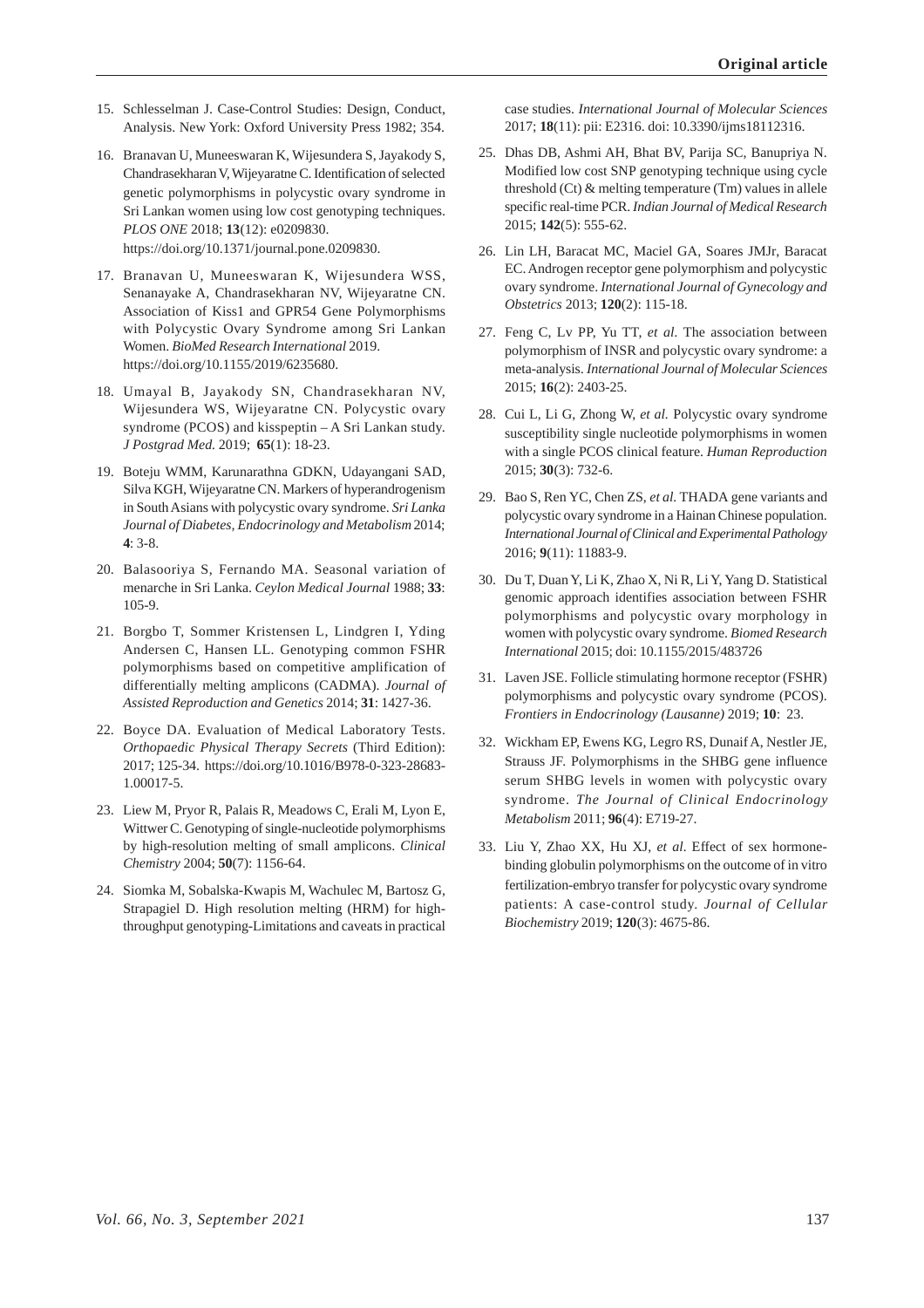15. Schlesselman J. Case-Control Studies: Design, Conduct, Analysis. New York: Oxford University Press 1982; 354.

16. Branavan U, Muneeswaran K, Wijesundera S, Jayakody S, Chandrasekharan V, Wijeyaratne C. Identification of selected genetic polymorphisms in polycystic ovary syndrome in Sri Lankan women using low cost genotyping techniques. *PLOS ONE* 2018; **13**(12): e0209830. https://doi.org/10.1371/journal.pone.0209830.

17. Branavan U, Muneeswaran K, Wijesundera WSS, Senanayake A, Chandrasekharan NV, Wijeyaratne CN. Association of Kiss1 and GPR54 Gene Polymorphisms with Polycystic Ovary Syndrome among Sri Lankan Women. *BioMed Research International* 2019. https://doi.org/10.1155/2019/6235680.

18. Umayal B, Jayakody SN, Chandrasekharan NV, Wijesundera WS, Wijeyaratne CN. Polycystic ovary syndrome (PCOS) and kisspeptin – A Sri Lankan study. *J Postgrad Med.* 2019; **65**(1): 18-23.

19. Boteju WMM, Karunarathna GDKN, Udayangani SAD, Silva KGH, Wijeyaratne CN. Markers of hyperandrogenism in South Asians with polycystic ovary syndrome. *Sri Lanka Journal of Diabetes, Endocrinology and Metabolism* 2014; **4**: 3-8.

20. Balasooriya S, Fernando MA. Seasonal variation of menarche in Sri Lanka. *Ceylon Medical Journal* 1988; **33**: 105-9.

21. Borgbo T, Sommer Kristensen L, Lindgren I, Yding Andersen C, Hansen LL. Genotyping common FSHR polymorphisms based on competitive amplification of differentially melting amplicons (CADMA). *Journal of Assisted Reproduction and Genetics* 2014; **31**: 1427-36.

22. Boyce DA. Evaluation of Medical Laboratory Tests. *Orthopaedic Physical Therapy Secrets* (Third Edition): 2017; 125-34. https://doi.org/10.1016/B978-0-323-28683-1.00017-5.

23. Liew M, Pryor R, Palais R, Meadows C, Erali M, Lyon E, Wittwer C. Genotyping of single-nucleotide polymorphisms by high-resolution melting of small amplicons. *Clinical Chemistry* 2004; **50**(7): 1156-64.

24. Siomka M, Sobalska-Kwapis M, Wachulec M, Bartosz G, Strapagiel D. High resolution melting (HRM) for high-throughput genotyping-Limitations and caveats in practical case studies. *International Journal of Molecular Sciences* 2017; **18**(11): pii: E2316. doi: 10.3390/ijms18112316.

25. Dhas DB, Ashmi AH, Bhat BV, Parija SC, Banupriya N. Modified low cost SNP genotyping technique using cycle threshold (Ct) & melting temperature (Tm) values in allele specific real-time PCR. *Indian Journal of Medical Research* 2015; **142**(5): 555-62.

26. Lin LH, Baracat MC, Maciel GA, Soares JMJr, Baracat EC. Androgen receptor gene polymorphism and polycystic ovary syndrome. *International Journal of Gynecology and Obstetrics* 2013; **120**(2): 115-18.

27. Feng C, Lv PP, Yu TT, *et al.* The association between polymorphism of INSR and polycystic ovary syndrome: a meta-analysis. *International Journal of Molecular Sciences* 2015; **16**(2): 2403-25.

28. Cui L, Li G, Zhong W, *et al.* Polycystic ovary syndrome susceptibility single nucleotide polymorphisms in women with a single PCOS clinical feature. *Human Reproduction* 2015; **30**(3): 732-6.

29. Bao S, Ren YC, Chen ZS, *et al.* THADA gene variants and polycystic ovary syndrome in a Hainan Chinese population. *International Journal of Clinical and Experimental Pathology* 2016; **9**(11): 11883-9.

30. Du T, Duan Y, Li K, Zhao X, Ni R, Li Y, Yang D. Statistical genomic approach identifies association between FSHR polymorphisms and polycystic ovary morphology in women with polycystic ovary syndrome. *Biomed Research International* 2015; doi: 10.1155/2015/483726

31. Laven JSE. Follicle stimulating hormone receptor (FSHR) polymorphisms and polycystic ovary syndrome (PCOS). *Frontiers in Endocrinology (Lausanne)* 2019; **10**: 23.

32. Wickham EP, Ewens KG, Legro RS, Dunaif A, Nestler JE, Strauss JF. Polymorphisms in the SHBG gene influence serum SHBG levels in women with polycystic ovary syndrome. *The Journal of Clinical Endocrinology Metabolism* 2011; **96**(4): E719-27.

33. Liu Y, Zhao XX, Hu XJ, *et al.* Effect of sex hormone-binding globulin polymorphisms on the outcome of in vitro fertilization-embryo transfer for polycystic ovary syndrome patients: A case-control study. *Journal of Cellular Biochemistry* 2019; **120**(3): 4675-86.